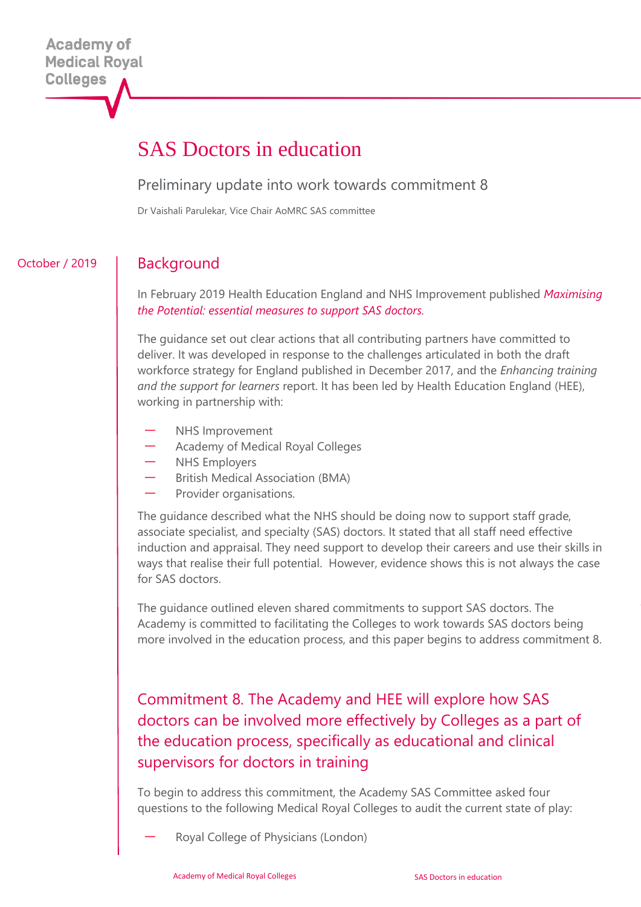Academy of Medical Royal Colleges

# SAS Doctors in education

Preliminary update into work towards commitment 8

Dr Vaishali Parulekar, Vice Chair AoMRC SAS committee

October / 2019

## Background

In February 2019 Health Education England and NHS Improvement published *Maximising the Potential: essential measures to support SAS doctors.*

The guidance set out clear actions that all contributing partners have committed to deliver. It was developed in response to the challenges articulated in both the draft workforce strategy for England published in December 2017, and the *Enhancing training and the support for learners* report. It has been led by Health Education England (HEE), working in partnership with:

- NHS Improvement
- Academy of Medical Royal Colleges
- NHS Employers
- British Medical Association (BMA)
- Provider organisations.

The guidance described what the NHS should be doing now to support staff grade, associate specialist, and specialty (SAS) doctors. It stated that all staff need effective induction and appraisal. They need support to develop their careers and use their skills in ways that realise their full potential. However, evidence shows this is not always the case for SAS doctors.

The guidance outlined eleven shared commitments to support SAS doctors. The Academy is committed to facilitating the Colleges to work towards SAS doctors being more involved in the education process, and this paper begins to address commitment 8.

## Commitment 8. The Academy and HEE will explore how SAS doctors can be involved more effectively by Colleges as a part of the education process, specifically as educational and clinical supervisors for doctors in training

To begin to address this commitment, the Academy SAS Committee asked four questions to the following Medical Royal Colleges to audit the current state of play:

- Royal College of Physicians (London)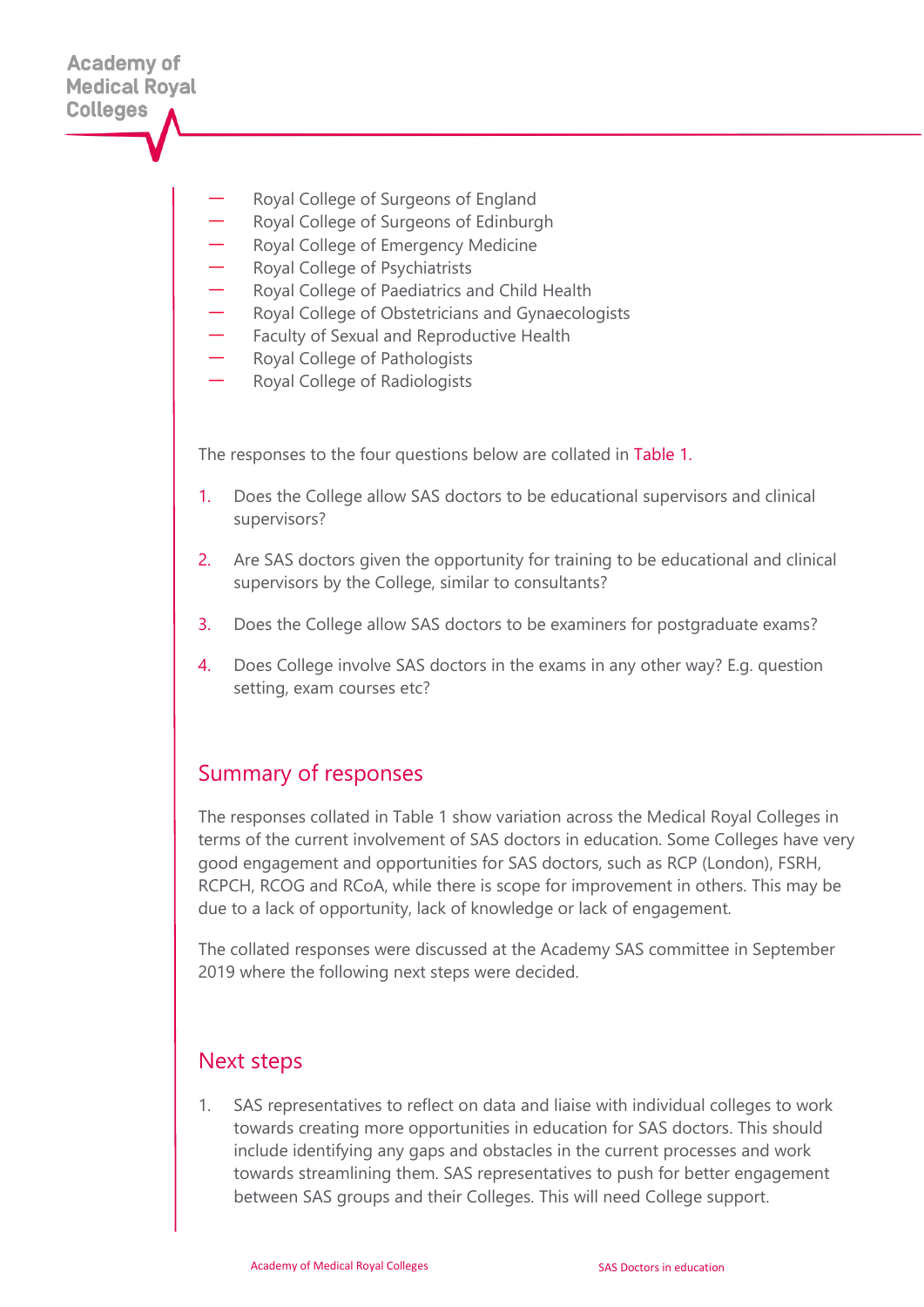- Royal College of Surgeons of England
- Royal College of Surgeons of Edinburgh
- Royal College of Emergency Medicine
- Royal College of Psychiatrists
- Royal College of Paediatrics and Child Health
- Royal College of Obstetricians and Gynaecologists
- Faculty of Sexual and Reproductive Health
- Royal College of Pathologists
- Royal College of Radiologists

The responses to the four questions below are collated in Table 1.

1. Does the College allow SAS doctors to be educational supervisors and clinical supervisors?

2. Are SAS doctors given the opportunity for training to be educational and clinical supervisors by the College, similar to consultants?

3. Does the College allow SAS doctors to be examiners for postgraduate exams?

4. Does College involve SAS doctors in the exams in any other way? E.g. question setting, exam courses etc?

## Summary of responses

The responses collated in Table 1 show variation across the Medical Royal Colleges in terms of the current involvement of SAS doctors in education. Some Colleges have very good engagement and opportunities for SAS doctors, such as RCP (London), FSRH, RCPCH, RCOG and RCoA, while there is scope for improvement in others. This may be due to a lack of opportunity, lack of knowledge or lack of engagement.

The collated responses were discussed at the Academy SAS committee in September 2019 where the following next steps were decided.

## Next steps

1. SAS representatives to reflect on data and liaise with individual colleges to work towards creating more opportunities in education for SAS doctors. This should include identifying any gaps and obstacles in the current processes and work towards streamlining them. SAS representatives to push for better engagement between SAS groups and their Colleges. This will need College support.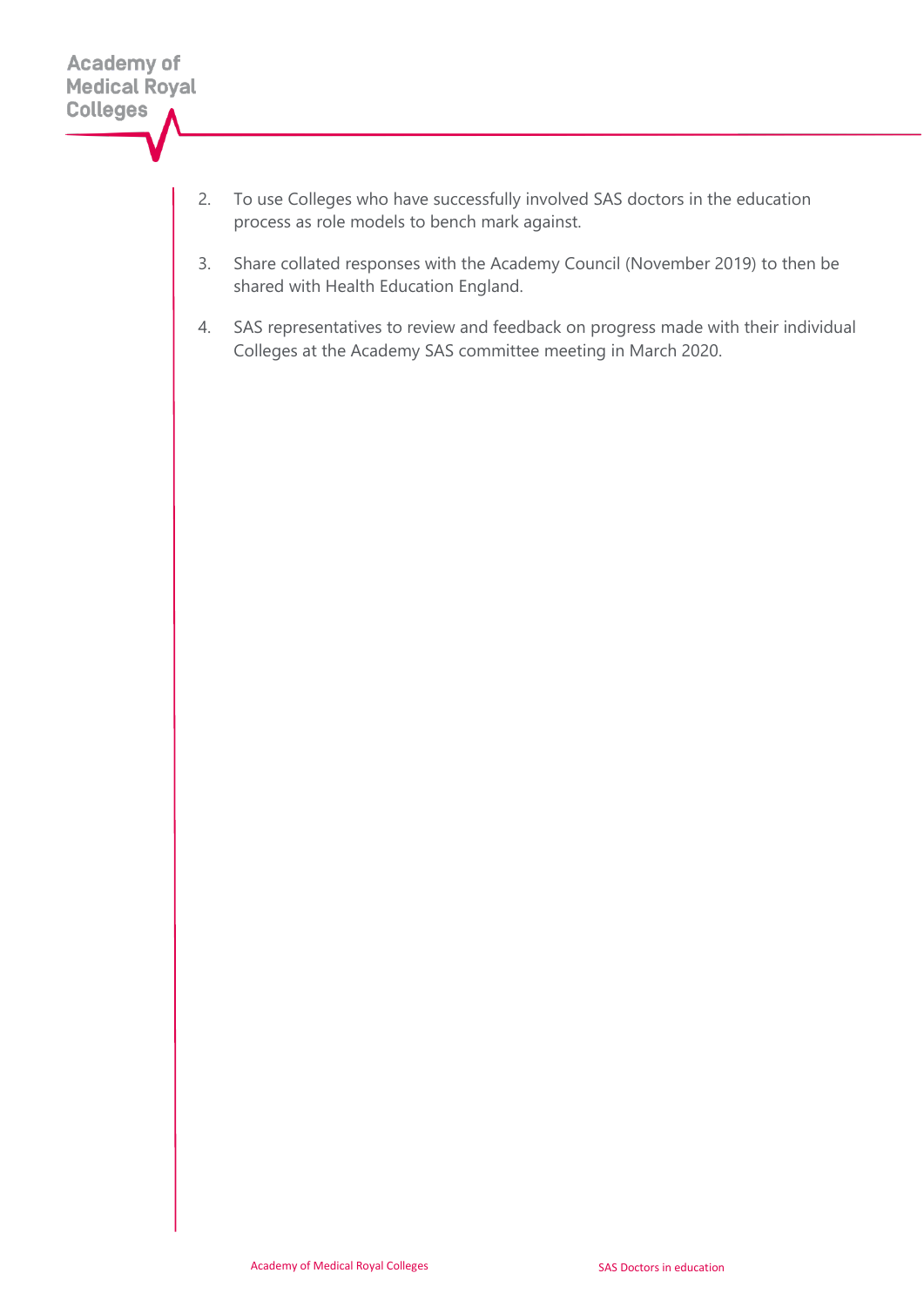2. To use Colleges who have successfully involved SAS doctors in the education process as role models to bench mark against.

3. Share collated responses with the Academy Council (November 2019) to then be shared with Health Education England.

4. SAS representatives to review and feedback on progress made with their individual Colleges at the Academy SAS committee meeting in March 2020.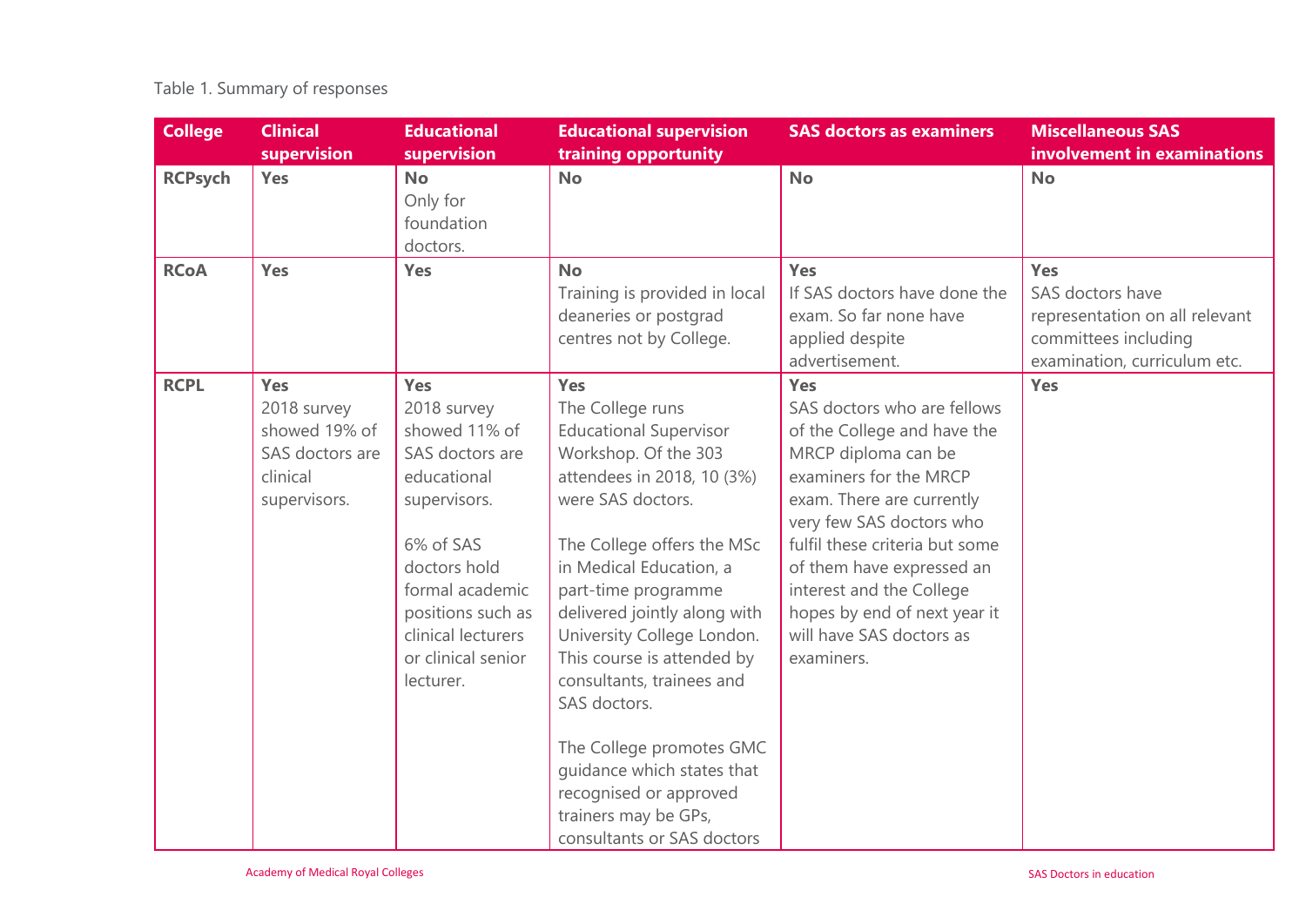Table 1. Summary of responses

| College | Clinical supervision | Educational supervision | Educational supervision training opportunity | SAS doctors as examiners | Miscellaneous SAS involvement in examinations |
|---|---|---|---|---|---|
| **RCPsych** | **Yes** | **No**<br>Only for foundation doctors. | **No** | **No** | **No** |
| **RCoA** | **Yes** | **Yes** | **No**<br>Training is provided in local deaneries or postgrad centres not by College. | **Yes**<br>If SAS doctors have done the exam. So far none have applied despite advertisement. | **Yes**<br>SAS doctors have representation on all relevant committees including examination, curriculum etc. |
| **RCPL** | **Yes**<br>2018 survey showed 19% of SAS doctors are clinical supervisors. | **Yes**<br>2018 survey showed 11% of SAS doctors are educational supervisors.<br><br>6% of SAS doctors hold formal academic positions such as clinical lecturers or clinical senior lecturer. | **Yes**<br>The College runs Educational Supervisor Workshop. Of the 303 attendees in 2018, 10 (3%) were SAS doctors.<br><br>The College offers the MSc in Medical Education, a part-time programme delivered jointly along with University College London. This course is attended by consultants, trainees and SAS doctors.<br><br>The College promotes GMC guidance which states that recognised or approved trainers may be GPs, consultants or SAS doctors | **Yes**<br>SAS doctors who are fellows of the College and have the MRCP diploma can be examiners for the MRCP exam. There are currently very few SAS doctors who fulfil these criteria but some of them have expressed an interest and the College hopes by end of next year it will have SAS doctors as examiners. | **Yes** |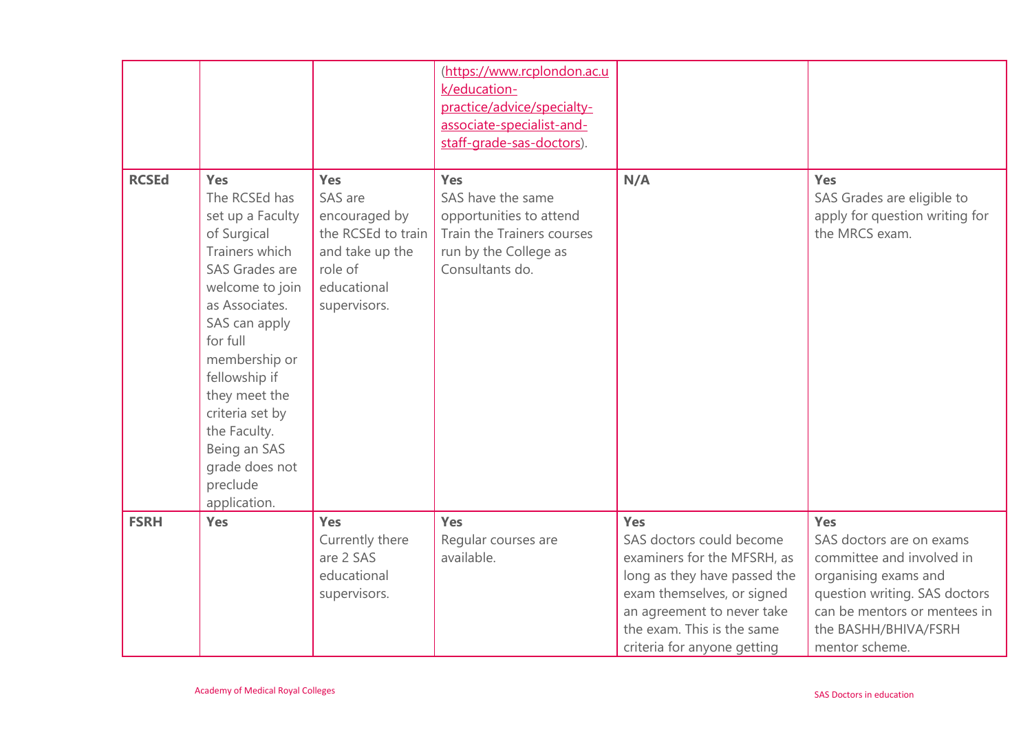| | | | | | |
|---|---|---|---|---|---|
| | | | (https://www.rcplondon.ac.uk/education-practice/advice/specialty-associate-specialist-and-staff-grade-sas-doctors). | | |
| **RCSEd** | **Yes** The RCSEd has set up a Faculty of Surgical Trainers which SAS Grades are welcome to join as Associates. SAS can apply for full membership or fellowship if they meet the criteria set by the Faculty. Being an SAS grade does not preclude application. | **Yes** SAS are encouraged by the RCSEd to train and take up the role of educational supervisors. | **Yes** SAS have the same opportunities to attend Train the Trainers courses run by the College as Consultants do. | **N/A** | **Yes** SAS Grades are eligible to apply for question writing for the MRCS exam. |
| **FSRH** | **Yes** | **Yes** Currently there are 2 SAS educational supervisors. | **Yes** Regular courses are available. | **Yes** SAS doctors could become examiners for the MFSRH, as long as they have passed the exam themselves, or signed an agreement to never take the exam. This is the same criteria for anyone getting | **Yes** SAS doctors are on exams committee and involved in organising exams and question writing. SAS doctors can be mentors or mentees in the BASHH/BHIVA/FSRH mentor scheme. |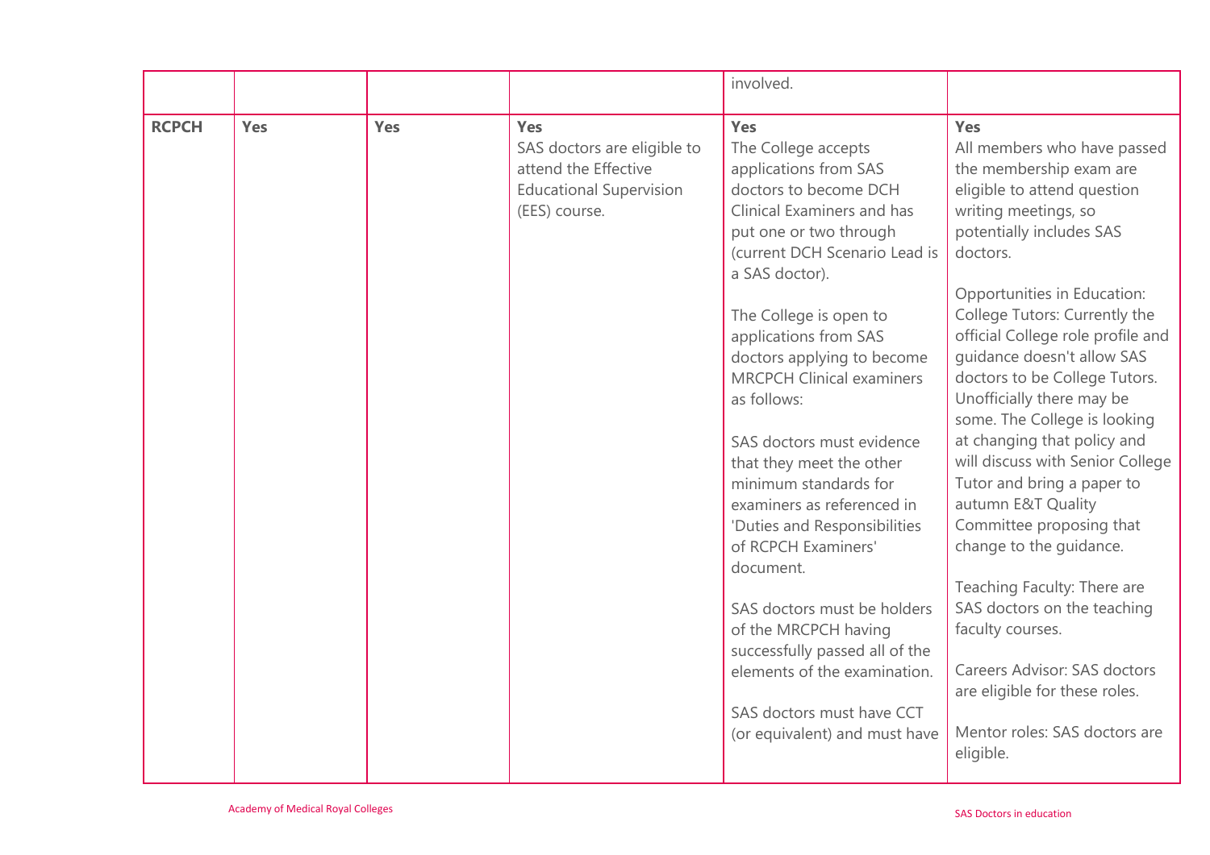|  |  |  |  | involved. |  |
|---|---|---|---|---|---|
| **RCPCH** | **Yes** | **Yes** | **Yes** SAS doctors are eligible to attend the Effective Educational Supervision (EES) course. | **Yes** The College accepts applications from SAS doctors to become DCH Clinical Examiners and has put one or two through (current DCH Scenario Lead is a SAS doctor).<br><br>The College is open to applications from SAS doctors applying to become MRCPCH Clinical examiners as follows:<br><br>SAS doctors must evidence that they meet the other minimum standards for examiners as referenced in 'Duties and Responsibilities of RCPCH Examiners' document.<br><br>SAS doctors must be holders of the MRCPCH having successfully passed all of the elements of the examination.<br><br>SAS doctors must have CCT (or equivalent) and must have | **Yes** All members who have passed the membership exam are eligible to attend question writing meetings, so potentially includes SAS doctors.<br><br>Opportunities in Education: College Tutors: Currently the official College role profile and guidance doesn't allow SAS doctors to be College Tutors. Unofficially there may be some. The College is looking at changing that policy and will discuss with Senior College Tutor and bring a paper to autumn E&T Quality Committee proposing that change to the guidance.<br><br>Teaching Faculty: There are SAS doctors on the teaching faculty courses.<br><br>Careers Advisor: SAS doctors are eligible for these roles.<br><br>Mentor roles: SAS doctors are eligible. |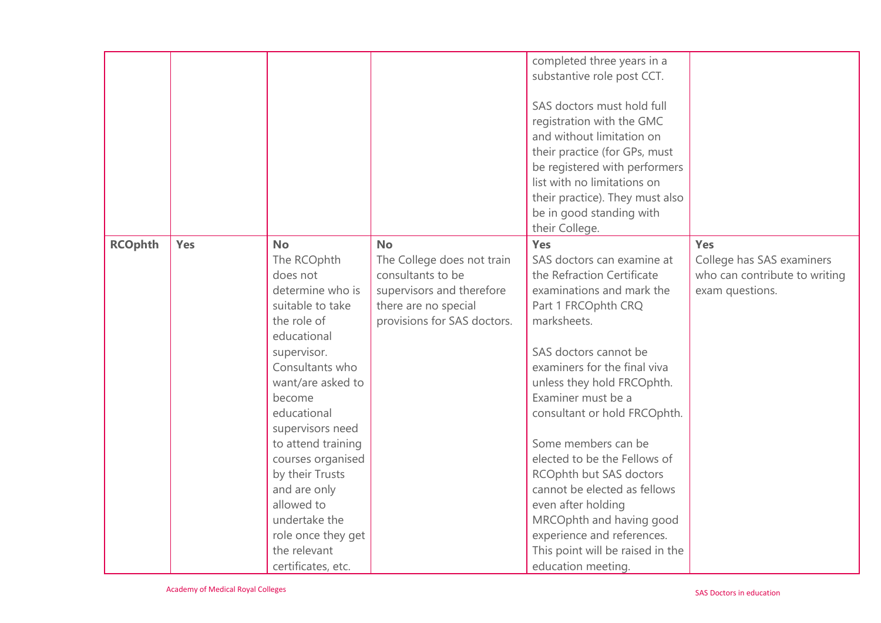| | | | | | |
|---|---|---|---|---|---|
| | | | | completed three years in a substantive role post CCT.<br><br>SAS doctors must hold full registration with the GMC and without limitation on their practice (for GPs, must be registered with performers list with no limitations on their practice). They must also be in good standing with their College. | |
| **RCOphth** | **Yes** | **No**<br>The RCOphth does not determine who is suitable to take the role of educational supervisor. Consultants who want/are asked to become educational supervisors need to attend training courses organised by their Trusts and are only allowed to undertake the role once they get the relevant certificates, etc. | **No**<br>The College does not train consultants to be supervisors and therefore there are no special provisions for SAS doctors. | **Yes**<br>SAS doctors can examine at the Refraction Certificate examinations and mark the Part 1 FRCOphth CRQ marksheets.<br><br>SAS doctors cannot be examiners for the final viva unless they hold FRCOphth. Examiner must be a consultant or hold FRCOphth.<br><br>Some members can be elected to be the Fellows of RCOphth but SAS doctors cannot be elected as fellows even after holding MRCOphth and having good experience and references. This point will be raised in the education meeting. | **Yes**<br>College has SAS examiners who can contribute to writing exam questions. |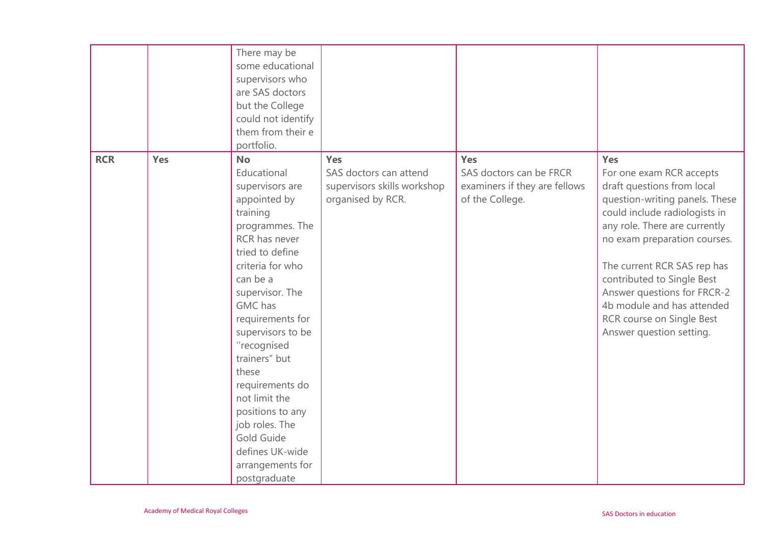| | | | | | |
|---|---|---|---|---|---|
| | | There may be some educational supervisors who are SAS doctors but the College could not identify them from their e portfolio. | | | |
| **RCR** | **Yes** | **No** Educational supervisors are appointed by training programmes. The RCR has never tried to define criteria for who can be a supervisor. The GMC has requirements for supervisors to be ''recognised trainers" but these requirements do not limit the positions to any job roles. The Gold Guide defines UK-wide arrangements for postgraduate | **Yes** SAS doctors can attend supervisors skills workshop organised by RCR. | **Yes** SAS doctors can be FRCR examiners if they are fellows of the College. | **Yes** For one exam RCR accepts draft questions from local question-writing panels. These could include radiologists in any role. There are currently no exam preparation courses.<br><br>The current RCR SAS rep has contributed to Single Best Answer questions for FRCR-2 4b module and has attended RCR course on Single Best Answer question setting. |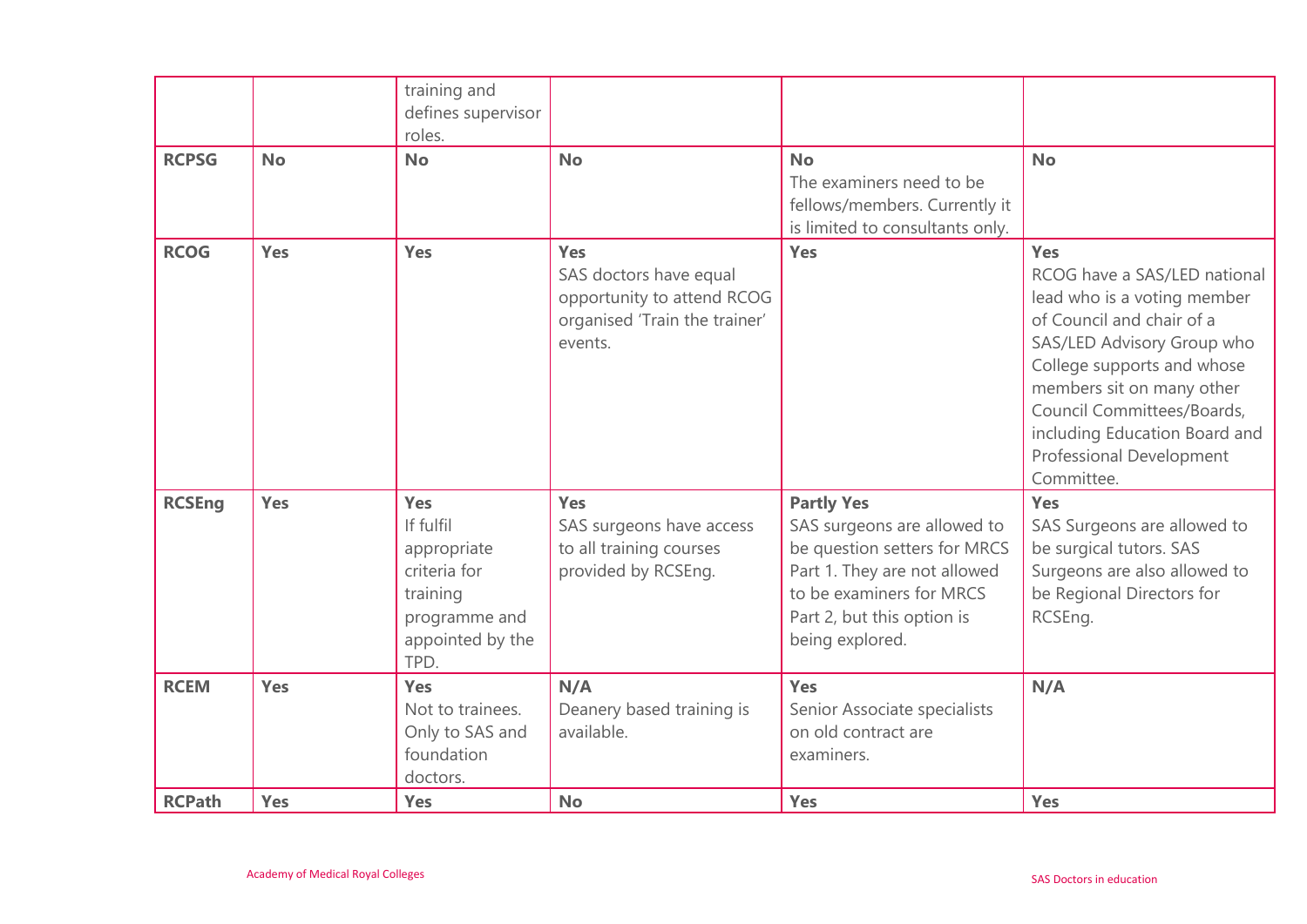| | | | | | |
|---|---|---|---|---|---|
| | | training and defines supervisor roles. | | | |
| **RCPSG** | **No** | **No** | **No** | **No**<br>The examiners need to be fellows/members. Currently it is limited to consultants only. | **No** |
| **RCOG** | **Yes** | **Yes** | **Yes**<br>SAS doctors have equal opportunity to attend RCOG organised 'Train the trainer' events. | **Yes** | **Yes**<br>RCOG have a SAS/LED national lead who is a voting member of Council and chair of a SAS/LED Advisory Group who College supports and whose members sit on many other Council Committees/Boards, including Education Board and Professional Development Committee. |
| **RCSEng** | **Yes** | **Yes**<br>If fulfil appropriate criteria for training programme and appointed by the TPD. | **Yes**<br>SAS surgeons have access to all training courses provided by RCSEng. | **Partly Yes**<br>SAS surgeons are allowed to be question setters for MRCS Part 1. They are not allowed to be examiners for MRCS Part 2, but this option is being explored. | **Yes**<br>SAS Surgeons are allowed to be surgical tutors. SAS Surgeons are also allowed to be Regional Directors for RCSEng. |
| **RCEM** | **Yes** | **Yes**<br>Not to trainees. Only to SAS and foundation doctors. | **N/A**<br>Deanery based training is available. | **Yes**<br>Senior Associate specialists on old contract are examiners. | **N/A** |
| **RCPath** | **Yes** | **Yes** | **No** | **Yes** | **Yes** |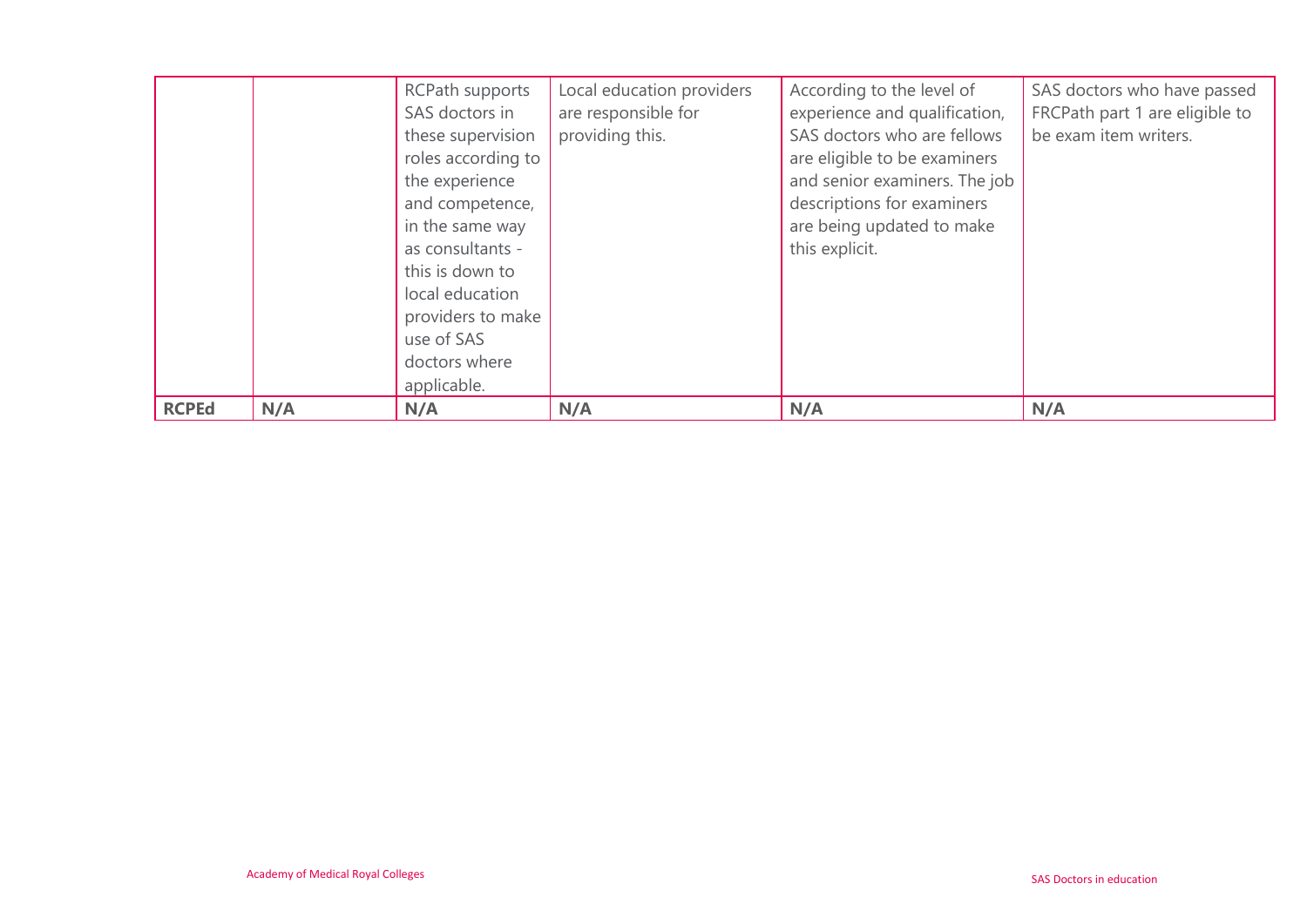| | | | | | |
|---|---|---|---|---|---|
| | | RCPath supports SAS doctors in these supervision roles according to the experience and competence, in the same way as consultants - this is down to local education providers to make use of SAS doctors where applicable. | Local education providers are responsible for providing this. | According to the level of experience and qualification, SAS doctors who are fellows are eligible to be examiners and senior examiners. The job descriptions for examiners are being updated to make this explicit. | SAS doctors who have passed FRCPath part 1 are eligible to be exam item writers. |
| **RCPEd** | **N/A** | **N/A** | **N/A** | **N/A** | **N/A** |